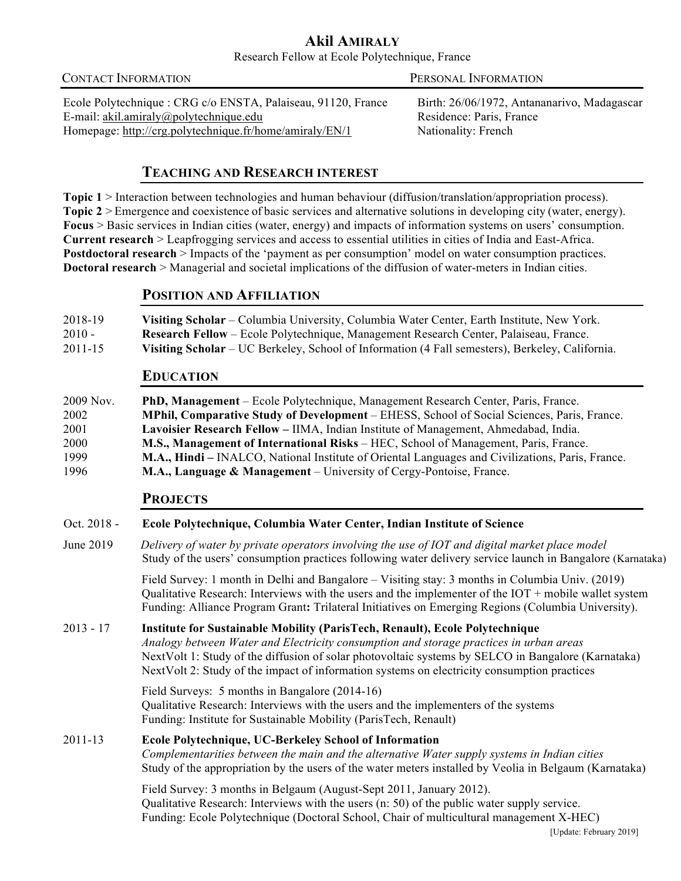# Akil AMIRALY

Research Fellow at Ecole Polytechnique, France

**CONTACT INFORMATION**

Ecole Polytechnique : CRG c/o ENSTA, Palaiseau, 91120, France
E-mail: akil.amiraly@polytechnique.edu
Homepage: http://crg.polytechnique.fr/home/amiraly/EN/1

**PERSONAL INFORMATION**

Birth: 26/06/1972, Antananarivo, Madagascar
Residence: Paris, France
Nationality: French

## TEACHING AND RESEARCH INTEREST

**Topic 1** > Interaction between technologies and human behaviour (diffusion/translation/appropriation process).
**Topic 2** > Emergence and coexistence of basic services and alternative solutions in developing city (water, energy).
**Focus** > Basic services in Indian cities (water, energy) and impacts of information systems on users' consumption.
**Current research** > Leapfrogging services and access to essential utilities in cities of India and East-Africa.
**Postdoctoral research** > Impacts of the 'payment as per consumption' model on water consumption practices.
**Doctoral research** > Managerial and societal implications of the diffusion of water-meters in Indian cities.

## POSITION AND AFFILIATION

- 2018-19 — **Visiting Scholar** – Columbia University, Columbia Water Center, Earth Institute, New York.
- 2010 - — **Research Fellow** – Ecole Polytechnique, Management Research Center, Palaiseau, France.
- 2011-15 — **Visiting Scholar** – UC Berkeley, School of Information (4 Fall semesters), Berkeley, California.

## EDUCATION

- 2009 Nov. — **PhD, Management** – Ecole Polytechnique, Management Research Center, Paris, France.
- 2002 — **MPhil, Comparative Study of Development** – EHESS, School of Social Sciences, Paris, France.
- 2001 — **Lavoisier Research Fellow –** IIMA, Indian Institute of Management, Ahmedabad, India.
- 2000 — **M.S., Management of International Risks** – HEC, School of Management, Paris, France.
- 1999 — **M.A., Hindi –** INALCO, National Institute of Oriental Languages and Civilizations, Paris, France.
- 1996 — **M.A., Language & Management** – University of Cergy-Pontoise, France.

## PROJECTS

**Oct. 2018 - June 2019 — Ecole Polytechnique, Columbia Water Center, Indian Institute of Science**

*Delivery of water by private operators involving the use of IOT and digital market place model*
Study of the users' consumption practices following water delivery service launch in Bangalore (Karnataka)

Field Survey: 1 month in Delhi and Bangalore – Visiting stay: 3 months in Columbia Univ. (2019)
Qualitative Research: Interviews with the users and the implementer of the IOT + mobile wallet system
Funding: Alliance Program Grant**:** Trilateral Initiatives on Emerging Regions (Columbia University).

**2013 - 17 — Institute for Sustainable Mobility (ParisTech, Renault), Ecole Polytechnique**

*Analogy between Water and Electricity consumption and storage practices in urban areas*
NextVolt 1: Study of the diffusion of solar photovoltaic systems by SELCO in Bangalore (Karnataka)
NextVolt 2: Study of the impact of information systems on electricity consumption practices

Field Surveys: 5 months in Bangalore (2014-16)
Qualitative Research: Interviews with the users and the implementers of the systems
Funding: Institute for Sustainable Mobility (ParisTech, Renault)

**2011-13 — Ecole Polytechnique, UC-Berkeley School of Information**

*Complementarities between the main and the alternative Water supply systems in Indian cities*
Study of the appropriation by the users of the water meters installed by Veolia in Belgaum (Karnataka)

Field Survey: 3 months in Belgaum (August-Sept 2011, January 2012).
Qualitative Research: Interviews with the users (n: 50) of the public water supply service.
Funding: Ecole Polytechnique (Doctoral School, Chair of multicultural management X-HEC)

[Update: February 2019]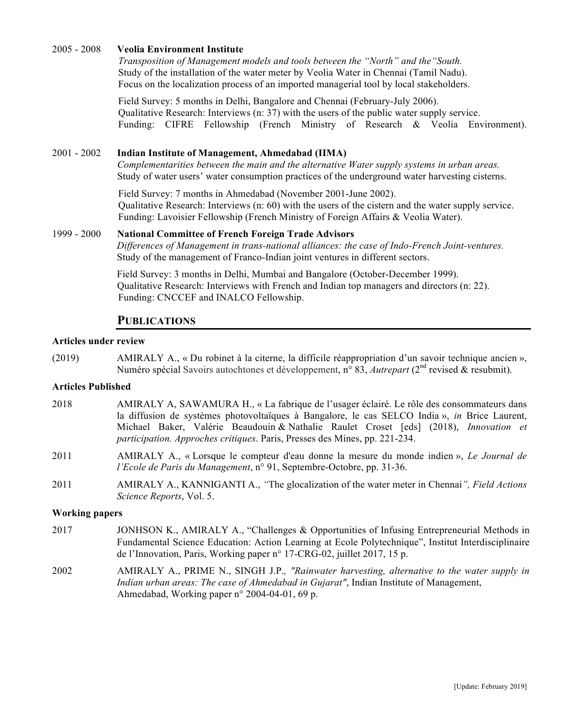2005 - 2008 **Veolia Environment Institute**
*Transposition of Management models and tools between the "North" and the"South.*
Study of the installation of the water meter by Veolia Water in Chennai (Tamil Nadu).
Focus on the localization process of an imported managerial tool by local stakeholders.

Field Survey: 5 months in Delhi, Bangalore and Chennai (February-July 2006).
Qualitative Research: Interviews (n: 37) with the users of the public water supply service.
Funding: CIFRE Fellowship (French Ministry of Research & Veolia Environment).

2001 - 2002 **Indian Institute of Management, Ahmedabad (IIMA)**
*Complementarities between the main and the alternative Water supply systems in urban areas.*
Study of water users' water consumption practices of the underground water harvesting cisterns.

Field Survey: 7 months in Ahmedabad (November 2001-June 2002).
Qualitative Research: Interviews (n: 60) with the users of the cistern and the water supply service.
Funding: Lavoisier Fellowship (French Ministry of Foreign Affairs & Veolia Water).

1999 - 2000 **National Committee of French Foreign Trade Advisors**
*Differences of Management in trans-national alliances: the case of Indo-French Joint-ventures.*
Study of the management of Franco-Indian joint ventures in different sectors.

Field Survey: 3 months in Delhi, Mumbai and Bangalore (October-December 1999).
Qualitative Research: Interviews with French and Indian top managers and directors (n: 22).
Funding: CNCCEF and INALCO Fellowship.

## PUBLICATIONS

**Articles under review**

(2019) AMIRALY A., « Du robinet à la citerne, la difficile réappropriation d'un savoir technique ancien », Numéro spécial Savoirs autochtones et développement, n° 83, *Autrepart* (2nd revised & resubmit).

**Articles Published**

2018 AMIRALY A, SAWAMURA H., « La fabrique de l'usager éclairé. Le rôle des consommateurs dans la diffusion de systèmes photovoltaïques à Bangalore, le cas SELCO India », *in* Brice Laurent, Michael Baker, Valérie Beaudouin & Nathalie Raulet Croset [eds] (2018), *Innovation et participation. Approches critiques*. Paris, Presses des Mines, pp. 221-234.

2011 AMIRALY A., « Lorsque le compteur d'eau donne la mesure du monde indien », *Le Journal de l'Ecole de Paris du Management*, n° 91, Septembre-Octobre, pp. 31-36.

2011 AMIRALY A., KANNIGANTI A., *"*The glocalization of the water meter in Chennai*", Field Actions Science Reports*, Vol. 5.

**Working papers**

2017 JONHSON K., AMIRALY A., "Challenges & Opportunities of Infusing Entrepreneurial Methods in Fundamental Science Education: Action Learning at Ecole Polytechnique", Institut Interdisciplinaire de l'Innovation, Paris, Working paper n° 17-CRG-02, juillet 2017, 15 p.

2002 AMIRALY A., PRIME N., SINGH J.P*., "Rainwater harvesting, alternative to the water supply in Indian urban areas: The case of Ahmedabad in Gujarat"*, Indian Institute of Management, Ahmedabad, Working paper n° 2004-04-01, 69 p.

[Update: February 2019]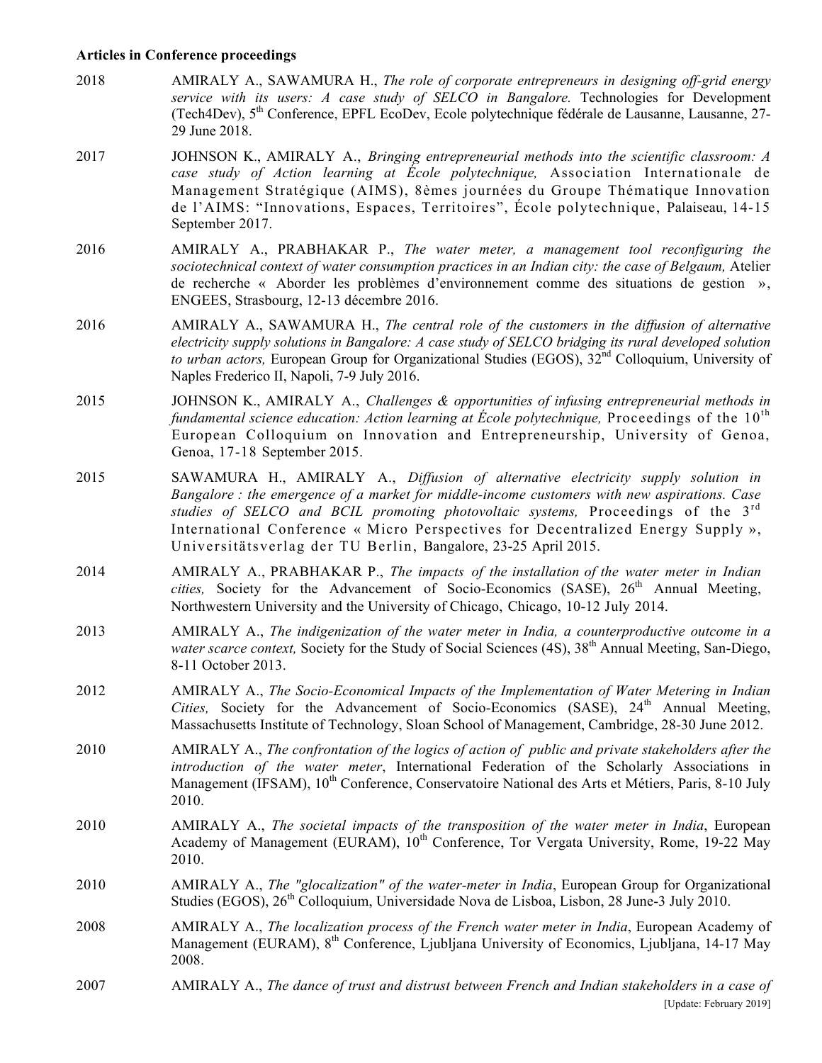**Articles in Conference proceedings**

2018 AMIRALY A., SAWAMURA H., *The role of corporate entrepreneurs in designing off-grid energy service with its users: A case study of SELCO in Bangalore.* Technologies for Development (Tech4Dev), 5th Conference, EPFL EcoDev, Ecole polytechnique fédérale de Lausanne, Lausanne, 27-29 June 2018.

2017 JOHNSON K., AMIRALY A., *Bringing entrepreneurial methods into the scientific classroom: A case study of Action learning at École polytechnique,* Association Internationale de Management Stratégique (AIMS), 8èmes journées du Groupe Thématique Innovation de l'AIMS: "Innovations, Espaces, Territoires", École polytechnique, Palaiseau, 14-15 September 2017.

2016 AMIRALY A., PRABHAKAR P., *The water meter, a management tool reconfiguring the sociotechnical context of water consumption practices in an Indian city: the case of Belgaum,* Atelier de recherche « Aborder les problèmes d'environnement comme des situations de gestion », ENGEES, Strasbourg, 12-13 décembre 2016.

2016 AMIRALY A., SAWAMURA H., *The central role of the customers in the diffusion of alternative electricity supply solutions in Bangalore: A case study of SELCO bridging its rural developed solution to urban actors,* European Group for Organizational Studies (EGOS), 32nd Colloquium, University of Naples Frederico II, Napoli, 7-9 July 2016.

2015 JOHNSON K., AMIRALY A., *Challenges & opportunities of infusing entrepreneurial methods in fundamental science education: Action learning at École polytechnique,* Proceedings of the 10th European Colloquium on Innovation and Entrepreneurship, University of Genoa, Genoa, 17-18 September 2015.

2015 SAWAMURA H., AMIRALY A., *Diffusion of alternative electricity supply solution in Bangalore : the emergence of a market for middle-income customers with new aspirations. Case studies of SELCO and BCIL promoting photovoltaic systems,* Proceedings of the 3rd International Conference « Micro Perspectives for Decentralized Energy Supply », Universitätsverlag der TU Berlin, Bangalore, 23-25 April 2015.

2014 AMIRALY A., PRABHAKAR P., *The impacts of the installation of the water meter in Indian cities,* Society for the Advancement of Socio-Economics (SASE), 26th Annual Meeting, Northwestern University and the University of Chicago, Chicago, 10-12 July 2014.

2013 AMIRALY A., *The indigenization of the water meter in India, a counterproductive outcome in a water scarce context,* Society for the Study of Social Sciences (4S), 38th Annual Meeting, San-Diego, 8-11 October 2013.

2012 AMIRALY A., *The Socio-Economical Impacts of the Implementation of Water Metering in Indian Cities,* Society for the Advancement of Socio-Economics (SASE), 24th Annual Meeting, Massachusetts Institute of Technology, Sloan School of Management, Cambridge, 28-30 June 2012.

2010 AMIRALY A., *The confrontation of the logics of action of public and private stakeholders after the introduction of the water meter*, International Federation of the Scholarly Associations in Management (IFSAM), 10th Conference, Conservatoire National des Arts et Métiers, Paris, 8-10 July 2010.

2010 AMIRALY A., *The societal impacts of the transposition of the water meter in India*, European Academy of Management (EURAM), 10th Conference, Tor Vergata University, Rome, 19-22 May 2010.

2010 AMIRALY A., *The "glocalization" of the water-meter in India*, European Group for Organizational Studies (EGOS), 26th Colloquium, Universidade Nova de Lisboa, Lisbon, 28 June-3 July 2010.

2008 AMIRALY A., *The localization process of the French water meter in India*, European Academy of Management (EURAM), 8th Conference, Ljubljana University of Economics, Ljubljana, 14-17 May 2008.

2007 AMIRALY A., *The dance of trust and distrust between French and Indian stakeholders in a case of*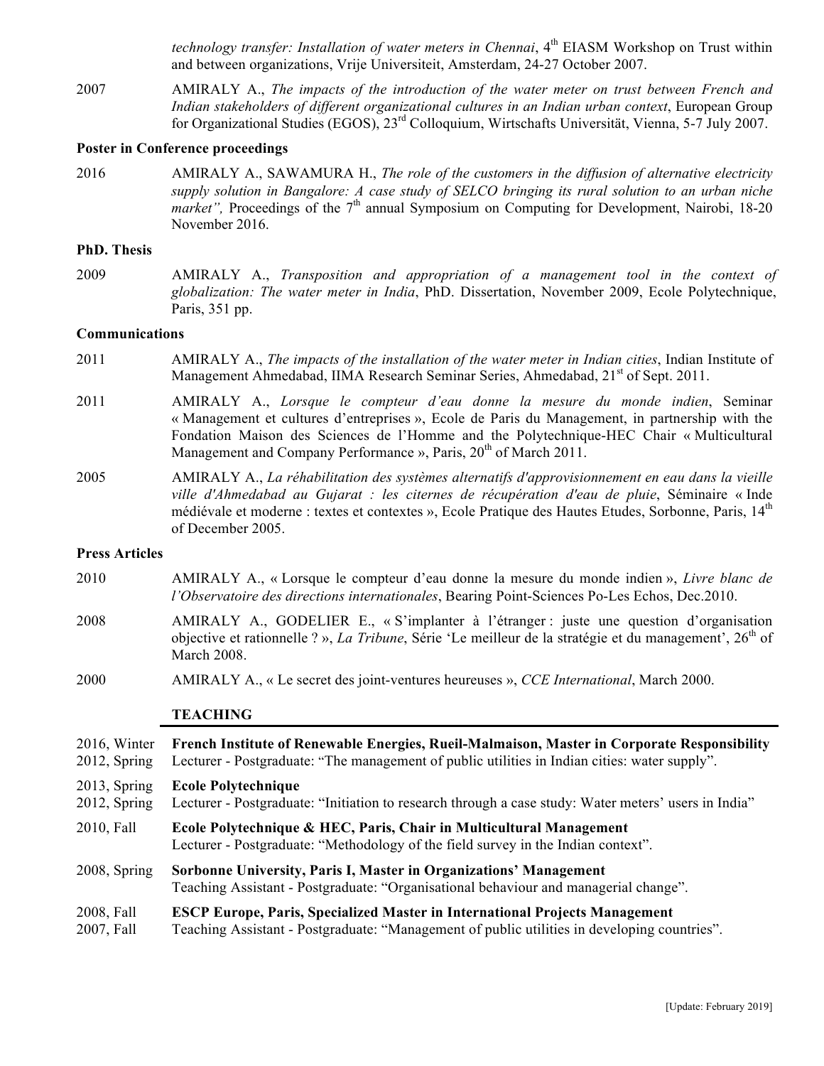*technology transfer: Installation of water meters in Chennai*, 4th EIASM Workshop on Trust within and between organizations, Vrije Universiteit, Amsterdam, 24-27 October 2007.

2007 AMIRALY A., *The impacts of the introduction of the water meter on trust between French and Indian stakeholders of different organizational cultures in an Indian urban context*, European Group for Organizational Studies (EGOS), 23rd Colloquium, Wirtschafts Universität, Vienna, 5-7 July 2007.

**Poster in Conference proceedings**

2016 AMIRALY A., SAWAMURA H., *The role of the customers in the diffusion of alternative electricity supply solution in Bangalore: A case study of SELCO bringing its rural solution to an urban niche market",* Proceedings of the 7th annual Symposium on Computing for Development, Nairobi, 18-20 November 2016.

**PhD. Thesis**

2009 AMIRALY A., *Transposition and appropriation of a management tool in the context of globalization: The water meter in India*, PhD. Dissertation, November 2009, Ecole Polytechnique, Paris, 351 pp.

**Communications**

2011 AMIRALY A., *The impacts of the installation of the water meter in Indian cities*, Indian Institute of Management Ahmedabad, IIMA Research Seminar Series, Ahmedabad, 21st of Sept. 2011.

2011 AMIRALY A., *Lorsque le compteur d'eau donne la mesure du monde indien*, Seminar « Management et cultures d'entreprises », Ecole de Paris du Management, in partnership with the Fondation Maison des Sciences de l'Homme and the Polytechnique-HEC Chair « Multicultural Management and Company Performance », Paris, 20th of March 2011.

2005 AMIRALY A., *La réhabilitation des systèmes alternatifs d'approvisionnement en eau dans la vieille ville d'Ahmedabad au Gujarat : les citernes de récupération d'eau de pluie*, Séminaire « Inde médiévale et moderne : textes et contextes », Ecole Pratique des Hautes Etudes, Sorbonne, Paris, 14th of December 2005.

**Press Articles**

2010 AMIRALY A., « Lorsque le compteur d'eau donne la mesure du monde indien », *Livre blanc de l'Observatoire des directions internationales*, Bearing Point-Sciences Po-Les Echos, Dec.2010.

2008 AMIRALY A., GODELIER E., « S'implanter à l'étranger : juste une question d'organisation objective et rationnelle ? », *La Tribune*, Série 'Le meilleur de la stratégie et du management', 26th of March 2008.

2000 AMIRALY A., « Le secret des joint-ventures heureuses », *CCE International*, March 2000.

## TEACHING

2016, Winter
2012, Spring
**French Institute of Renewable Energies, Rueil-Malmaison, Master in Corporate Responsibility**
Lecturer - Postgraduate: "The management of public utilities in Indian cities: water supply".

2013, Spring
2012, Spring
**Ecole Polytechnique**
Lecturer - Postgraduate: "Initiation to research through a case study: Water meters' users in India"

2010, Fall
**Ecole Polytechnique & HEC, Paris, Chair in Multicultural Management**
Lecturer - Postgraduate: "Methodology of the field survey in the Indian context".

2008, Spring
**Sorbonne University, Paris I, Master in Organizations' Management**
Teaching Assistant - Postgraduate: "Organisational behaviour and managerial change".

2008, Fall
2007, Fall
**ESCP Europe, Paris, Specialized Master in International Projects Management**
Teaching Assistant - Postgraduate: "Management of public utilities in developing countries".

[Update: February 2019]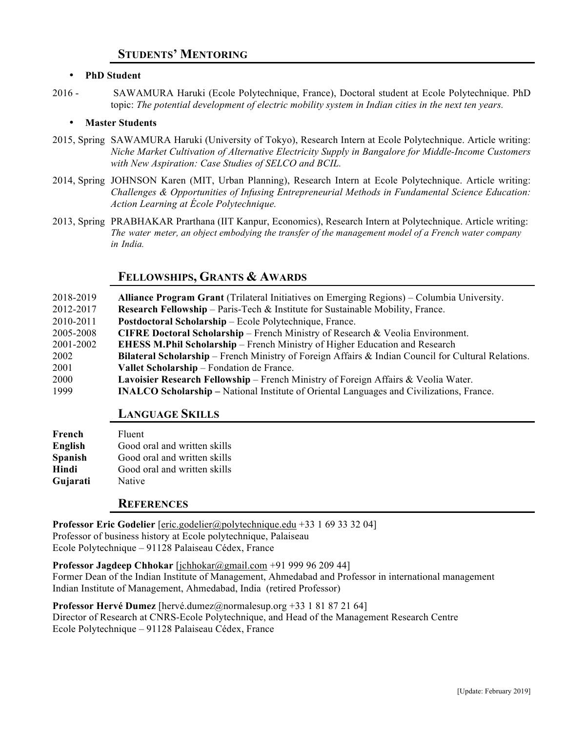## Students' Mentoring

- **PhD Student**

2016 - SAWAMURA Haruki (Ecole Polytechnique, France), Doctoral student at Ecole Polytechnique. PhD topic: *The potential development of electric mobility system in Indian cities in the next ten years.*

- **Master Students**

2015, Spring SAWAMURA Haruki (University of Tokyo), Research Intern at Ecole Polytechnique. Article writing: *Niche Market Cultivation of Alternative Electricity Supply in Bangalore for Middle-Income Customers with New Aspiration: Case Studies of SELCO and BCIL.*

2014, Spring JOHNSON Karen (MIT, Urban Planning), Research Intern at Ecole Polytechnique. Article writing: *Challenges & Opportunities of Infusing Entrepreneurial Methods in Fundamental Science Education: Action Learning at École Polytechnique.*

2013, Spring PRABHAKAR Prarthana (IIT Kanpur, Economics), Research Intern at Polytechnique. Article writing: *The water meter, an object embodying the transfer of the management model of a French water company in India.*

## Fellowships, Grants & Awards

| | |
|---|---|
| 2018-2019 | **Alliance Program Grant** (Trilateral Initiatives on Emerging Regions) – Columbia University. |
| 2012-2017 | **Research Fellowship** – Paris-Tech & Institute for Sustainable Mobility, France. |
| 2010-2011 | **Postdoctoral Scholarship** – Ecole Polytechnique, France. |
| 2005-2008 | **CIFRE Doctoral Scholarship** – French Ministry of Research & Veolia Environment. |
| 2001-2002 | **EHESS M.Phil Scholarship** – French Ministry of Higher Education and Research |
| 2002 | **Bilateral Scholarship** – French Ministry of Foreign Affairs & Indian Council for Cultural Relations. |
| 2001 | **Vallet Scholarship** – Fondation de France. |
| 2000 | **Lavoisier Research Fellowship** – French Ministry of Foreign Affairs & Veolia Water. |
| 1999 | **INALCO Scholarship –** National Institute of Oriental Languages and Civilizations, France. |

## Language Skills

| | |
|---|---|
| **French** | Fluent |
| **English** | Good oral and written skills |
| **Spanish** | Good oral and written skills |
| **Hindi** | Good oral and written skills |
| **Gujarati** | Native |

## References

**Professor Eric Godelier** [eric.godelier@polytechnique.edu +33 1 69 33 32 04]
Professor of business history at Ecole polytechnique, Palaiseau
Ecole Polytechnique – 91128 Palaiseau Cédex, France

**Professor Jagdeep Chhokar** [jchhokar@gmail.com +91 999 96 209 44]
Former Dean of the Indian Institute of Management, Ahmedabad and Professor in international management
Indian Institute of Management, Ahmedabad, India (retired Professor)

**Professor Hervé Dumez** [hervé.dumez@normalesup.org +33 1 81 87 21 64]
Director of Research at CNRS-Ecole Polytechnique, and Head of the Management Research Centre
Ecole Polytechnique – 91128 Palaiseau Cédex, France

[Update: February 2019]